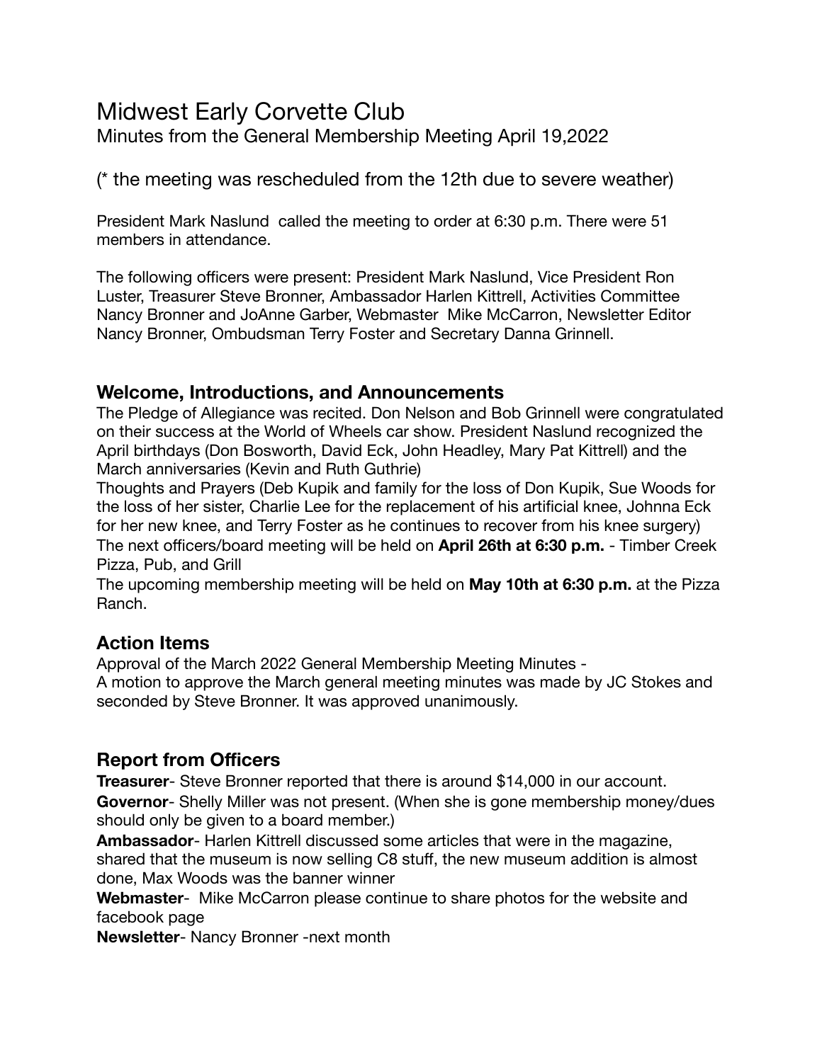# Midwest Early Corvette Club

Minutes from the General Membership Meeting April 19,2022

(* the meeting was rescheduled from the 12th due to severe weather)

President Mark Naslund called the meeting to order at 6:30 p.m. There were 51 members in attendance.

The following officers were present: President Mark Naslund, Vice President Ron Luster, Treasurer Steve Bronner, Ambassador Harlen Kittrell, Activities Committee Nancy Bronner and JoAnne Garber, Webmaster Mike McCarron, Newsletter Editor Nancy Bronner, Ombudsman Terry Foster and Secretary Danna Grinnell.

## Welcome, Introductions, and Announcements

The Pledge of Allegiance was recited. Don Nelson and Bob Grinnell were congratulated on their success at the World of Wheels car show. President Naslund recognized the April birthdays (Don Bosworth, David Eck, John Headley, Mary Pat Kittrell) and the March anniversaries (Kevin and Ruth Guthrie)

Thoughts and Prayers (Deb Kupik and family for the loss of Don Kupik, Sue Woods for the loss of her sister, Charlie Lee for the replacement of his artificial knee, Johnna Eck for her new knee, and Terry Foster as he continues to recover from his knee surgery)

The next officers/board meeting will be held on **April 26th at 6:30 p.m.** - Timber Creek Pizza, Pub, and Grill

The upcoming membership meeting will be held on **May 10th at 6:30 p.m.** at the Pizza Ranch.

## Action Items

Approval of the March 2022 General Membership Meeting Minutes -

A motion to approve the March general meeting minutes was made by JC Stokes and seconded by Steve Bronner. It was approved unanimously.

## Report from Officers

**Treasurer**- Steve Bronner reported that there is around $14,000 in our account.

**Governor**- Shelly Miller was not present. (When she is gone membership money/dues should only be given to a board member.)

**Ambassador**- Harlen Kittrell discussed some articles that were in the magazine, shared that the museum is now selling C8 stuff, the new museum addition is almost done, Max Woods was the banner winner

**Webmaster**- Mike McCarron please continue to share photos for the website and facebook page

**Newsletter**- Nancy Bronner -next month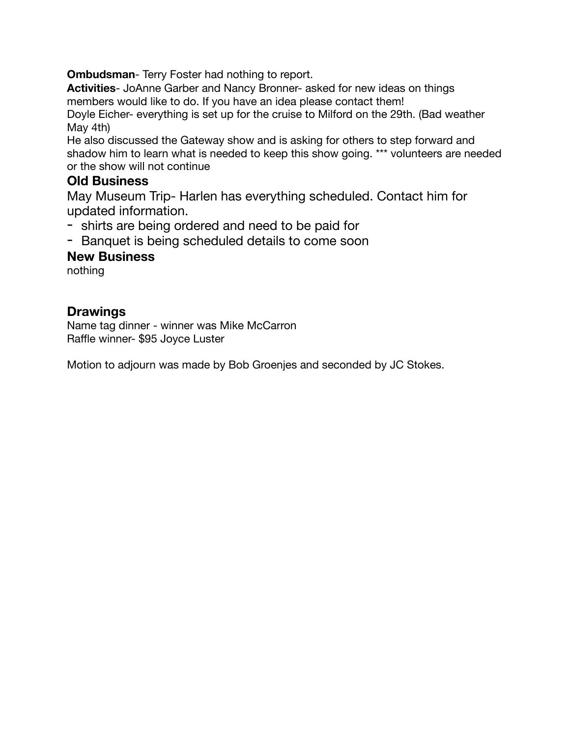**Ombudsman**- Terry Foster had nothing to report.

**Activities**- JoAnne Garber and Nancy Bronner- asked for new ideas on things members would like to do. If you have an idea please contact them!

Doyle Eicher- everything is set up for the cruise to Milford on the 29th. (Bad weather May 4th)

He also discussed the Gateway show and is asking for others to step forward and shadow him to learn what is needed to keep this show going. *** volunteers are needed or the show will not continue

## Old Business

May Museum Trip- Harlen has everything scheduled. Contact him for updated information.

- shirts are being ordered and need to be paid for
- Banquet is being scheduled details to come soon

## New Business

nothing

## Drawings

Name tag dinner - winner was Mike McCarron

Raffle winner- $95 Joyce Luster

Motion to adjourn was made by Bob Groenjes and seconded by JC Stokes.